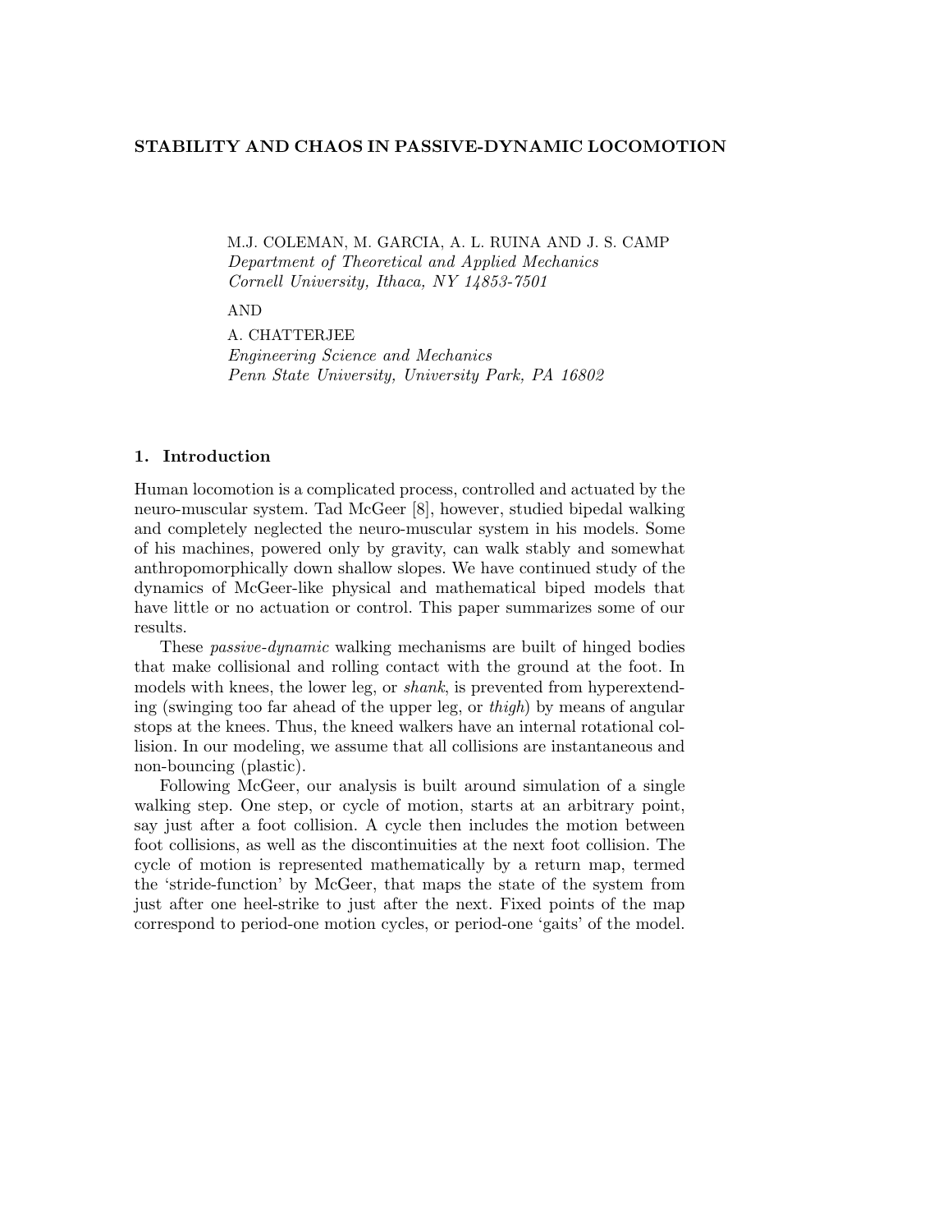# STABILITY AND CHAOS IN PASSIVE-DYNAMIC LOCOMOTION

M.J. COLEMAN, M. GARCIA, A. L. RUINA AND J. S. CAMP
*Department of Theoretical and Applied Mechanics*
*Cornell University, Ithaca, NY 14853-7501*

AND

A. CHATTERJEE
*Engineering Science and Mechanics*
*Penn State University, University Park, PA 16802*

## 1. Introduction

Human locomotion is a complicated process, controlled and actuated by the neuro-muscular system. Tad McGeer [8], however, studied bipedal walking and completely neglected the neuro-muscular system in his models. Some of his machines, powered only by gravity, can walk stably and somewhat anthropomorphically down shallow slopes. We have continued study of the dynamics of McGeer-like physical and mathematical biped models that have little or no actuation or control. This paper summarizes some of our results.

These *passive-dynamic* walking mechanisms are built of hinged bodies that make collisional and rolling contact with the ground at the foot. In models with knees, the lower leg, or *shank*, is prevented from hyperextending (swinging too far ahead of the upper leg, or *thigh*) by means of angular stops at the knees. Thus, the kneed walkers have an internal rotational collision. In our modeling, we assume that all collisions are instantaneous and non-bouncing (plastic).

Following McGeer, our analysis is built around simulation of a single walking step. One step, or cycle of motion, starts at an arbitrary point, say just after a foot collision. A cycle then includes the motion between foot collisions, as well as the discontinuities at the next foot collision. The cycle of motion is represented mathematically by a return map, termed the 'stride-function' by McGeer, that maps the state of the system from just after one heel-strike to just after the next. Fixed points of the map correspond to period-one motion cycles, or period-one 'gaits' of the model.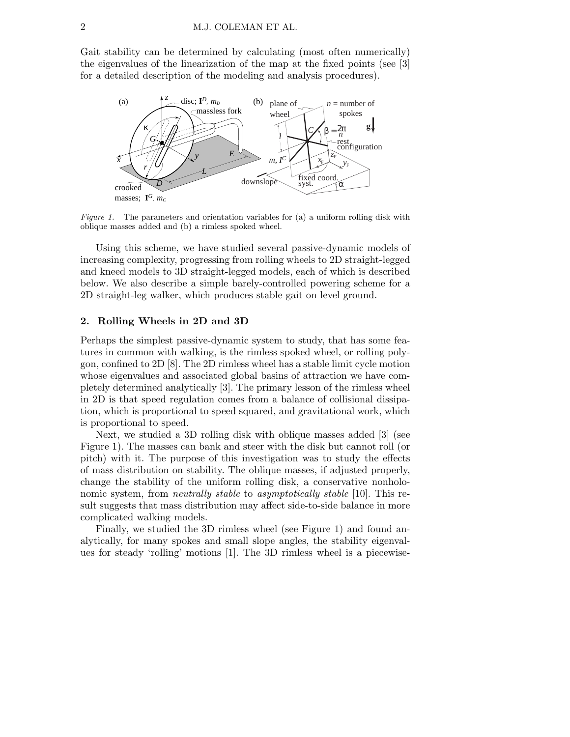Gait stability can be determined by calculating (most often numerically) the eigenvalues of the linearization of the map at the fixed points (see [3] for a detailed description of the modeling and analysis procedures).

*Figure 1.* The parameters and orientation variables for (a) a uniform rolling disk with oblique masses added and (b) a rimless spoked wheel.

Using this scheme, we have studied several passive-dynamic models of increasing complexity, progressing from rolling wheels to 2D straight-legged and kneed models to 3D straight-legged models, each of which is described below. We also describe a simple barely-controlled powering scheme for a 2D straight-leg walker, which produces stable gait on level ground.

## 2. Rolling Wheels in 2D and 3D

Perhaps the simplest passive-dynamic system to study, that has some features in common with walking, is the rimless spoked wheel, or rolling polygon, confined to 2D [8]. The 2D rimless wheel has a stable limit cycle motion whose eigenvalues and associated global basins of attraction we have completely determined analytically [3]. The primary lesson of the rimless wheel in 2D is that speed regulation comes from a balance of collisional dissipation, which is proportional to speed squared, and gravitational work, which is proportional to speed.

Next, we studied a 3D rolling disk with oblique masses added [3] (see Figure 1). The masses can bank and steer with the disk but cannot roll (or pitch) with it. The purpose of this investigation was to study the effects of mass distribution on stability. The oblique masses, if adjusted properly, change the stability of the uniform rolling disk, a conservative nonholonomic system, from *neutrally stable* to *asymptotically stable* [10]. This result suggests that mass distribution may affect side-to-side balance in more complicated walking models.

Finally, we studied the 3D rimless wheel (see Figure 1) and found analytically, for many spokes and small slope angles, the stability eigenvalues for steady 'rolling' motions [1]. The 3D rimless wheel is a piecewise-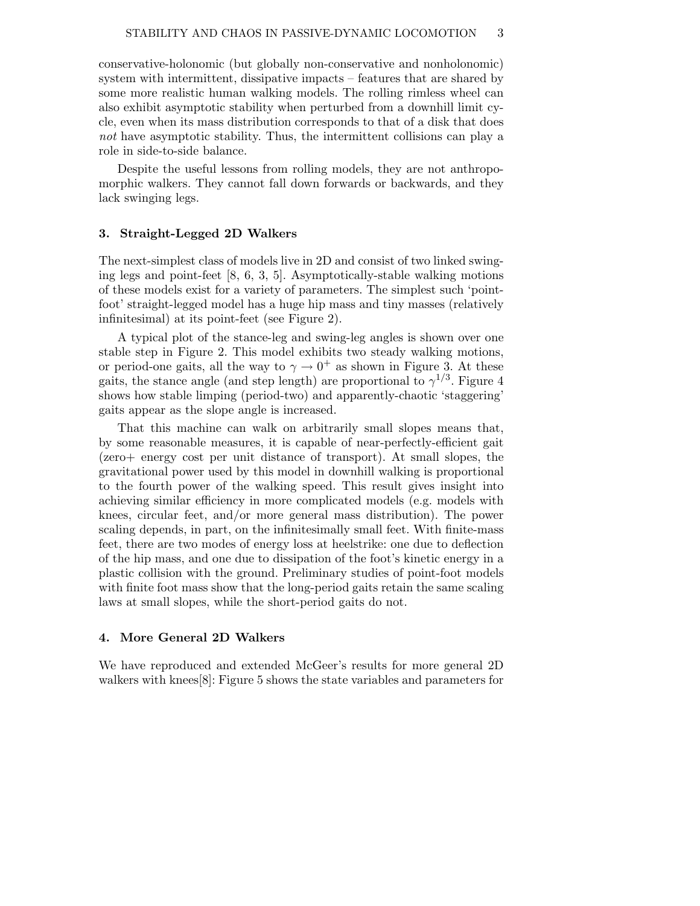conservative-holonomic (but globally non-conservative and nonholonomic) system with intermittent, dissipative impacts – features that are shared by some more realistic human walking models. The rolling rimless wheel can also exhibit asymptotic stability when perturbed from a downhill limit cycle, even when its mass distribution corresponds to that of a disk that does *not* have asymptotic stability. Thus, the intermittent collisions can play a role in side-to-side balance.

Despite the useful lessons from rolling models, they are not anthropomorphic walkers. They cannot fall down forwards or backwards, and they lack swinging legs.

## 3. Straight-Legged 2D Walkers

The next-simplest class of models live in 2D and consist of two linked swinging legs and point-feet [8, 6, 3, 5]. Asymptotically-stable walking motions of these models exist for a variety of parameters. The simplest such 'point-foot' straight-legged model has a huge hip mass and tiny masses (relatively infinitesimal) at its point-feet (see Figure 2).

A typical plot of the stance-leg and swing-leg angles is shown over one stable step in Figure 2. This model exhibits two steady walking motions, or period-one gaits, all the way to $\gamma \to 0^+$ as shown in Figure 3. At these gaits, the stance angle (and step length) are proportional to $\gamma^{1/3}$. Figure 4 shows how stable limping (period-two) and apparently-chaotic 'staggering' gaits appear as the slope angle is increased.

That this machine can walk on arbitrarily small slopes means that, by some reasonable measures, it is capable of near-perfectly-efficient gait (zero+ energy cost per unit distance of transport). At small slopes, the gravitational power used by this model in downhill walking is proportional to the fourth power of the walking speed. This result gives insight into achieving similar efficiency in more complicated models (e.g. models with knees, circular feet, and/or more general mass distribution). The power scaling depends, in part, on the infinitesimally small feet. With finite-mass feet, there are two modes of energy loss at heelstrike: one due to deflection of the hip mass, and one due to dissipation of the foot's kinetic energy in a plastic collision with the ground. Preliminary studies of point-foot models with finite foot mass show that the long-period gaits retain the same scaling laws at small slopes, while the short-period gaits do not.

## 4. More General 2D Walkers

We have reproduced and extended McGeer's results for more general 2D walkers with knees[8]: Figure 5 shows the state variables and parameters for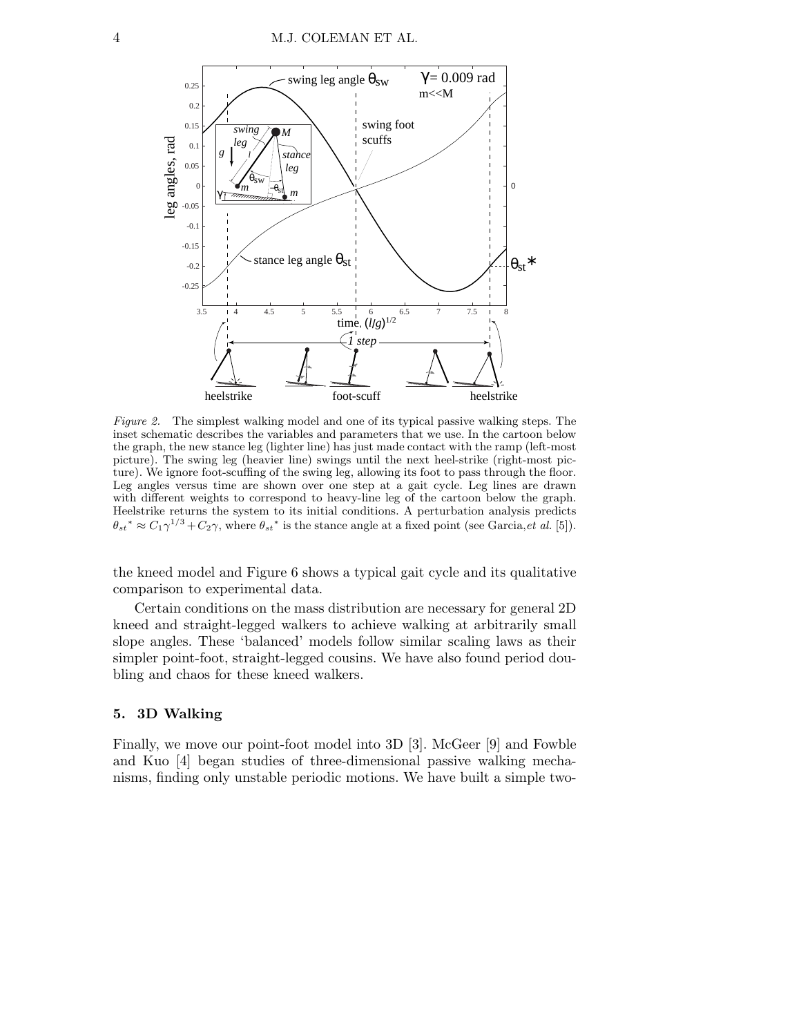*Figure 2.* The simplest walking model and one of its typical passive walking steps. The inset schematic describes the variables and parameters that we use. In the cartoon below the graph, the new stance leg (lighter line) has just made contact with the ramp (left-most picture). The swing leg (heavier line) swings until the next heel-strike (right-most picture). We ignore foot-scuffing of the swing leg, allowing its foot to pass through the floor. Leg angles versus time are shown over one step at a gait cycle. Leg lines are drawn with different weights to correspond to heavy-line leg of the cartoon below the graph. Heelstrike returns the system to its initial conditions. A perturbation analysis predicts $\theta_{st}{}^* \approx C_1\gamma^{1/3} + C_2\gamma$, where $\theta_{st}{}^*$ is the stance angle at a fixed point (see Garcia, *et al.* [5]).

the kneed model and Figure 6 shows a typical gait cycle and its qualitative comparison to experimental data.

Certain conditions on the mass distribution are necessary for general 2D kneed and straight-legged walkers to achieve walking at arbitrarily small slope angles. These 'balanced' models follow similar scaling laws as their simpler point-foot, straight-legged cousins. We have also found period doubling and chaos for these kneed walkers.

## 5. 3D Walking

Finally, we move our point-foot model into 3D [3]. McGeer [9] and Fowble and Kuo [4] began studies of three-dimensional passive walking mechanisms, finding only unstable periodic motions. We have built a simple two-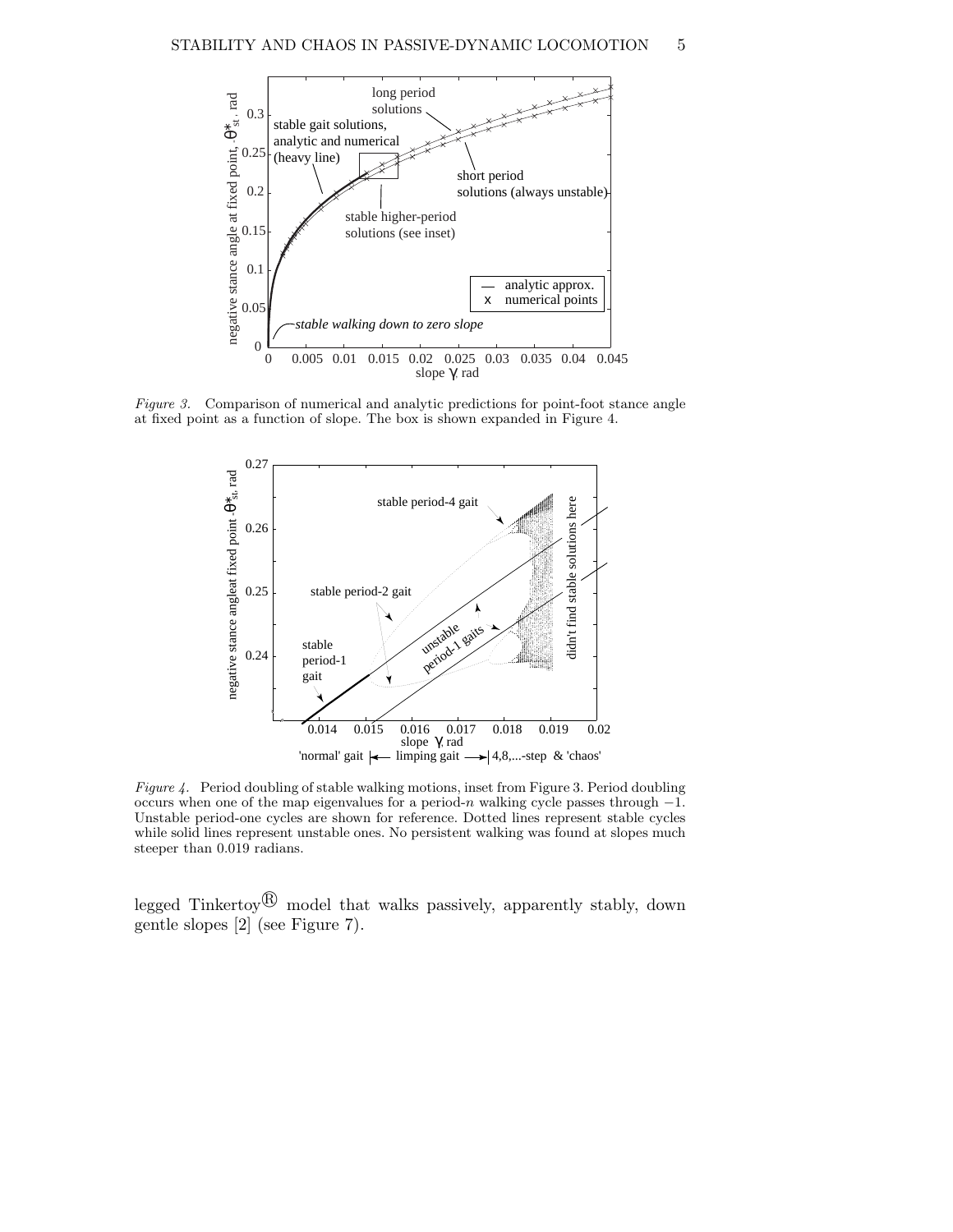*Figure 3.* Comparison of numerical and analytic predictions for point-foot stance angle at fixed point as a function of slope. The box is shown expanded in Figure 4.

*Figure 4.* Period doubling of stable walking motions, inset from Figure 3. Period doubling occurs when one of the map eigenvalues for a period-$n$ walking cycle passes through $-1$. Unstable period-one cycles are shown for reference. Dotted lines represent stable cycles while solid lines represent unstable ones. No persistent walking was found at slopes much steeper than 0.019 radians.

legged Tinkertoy® model that walks passively, apparently stably, down gentle slopes [2] (see Figure 7).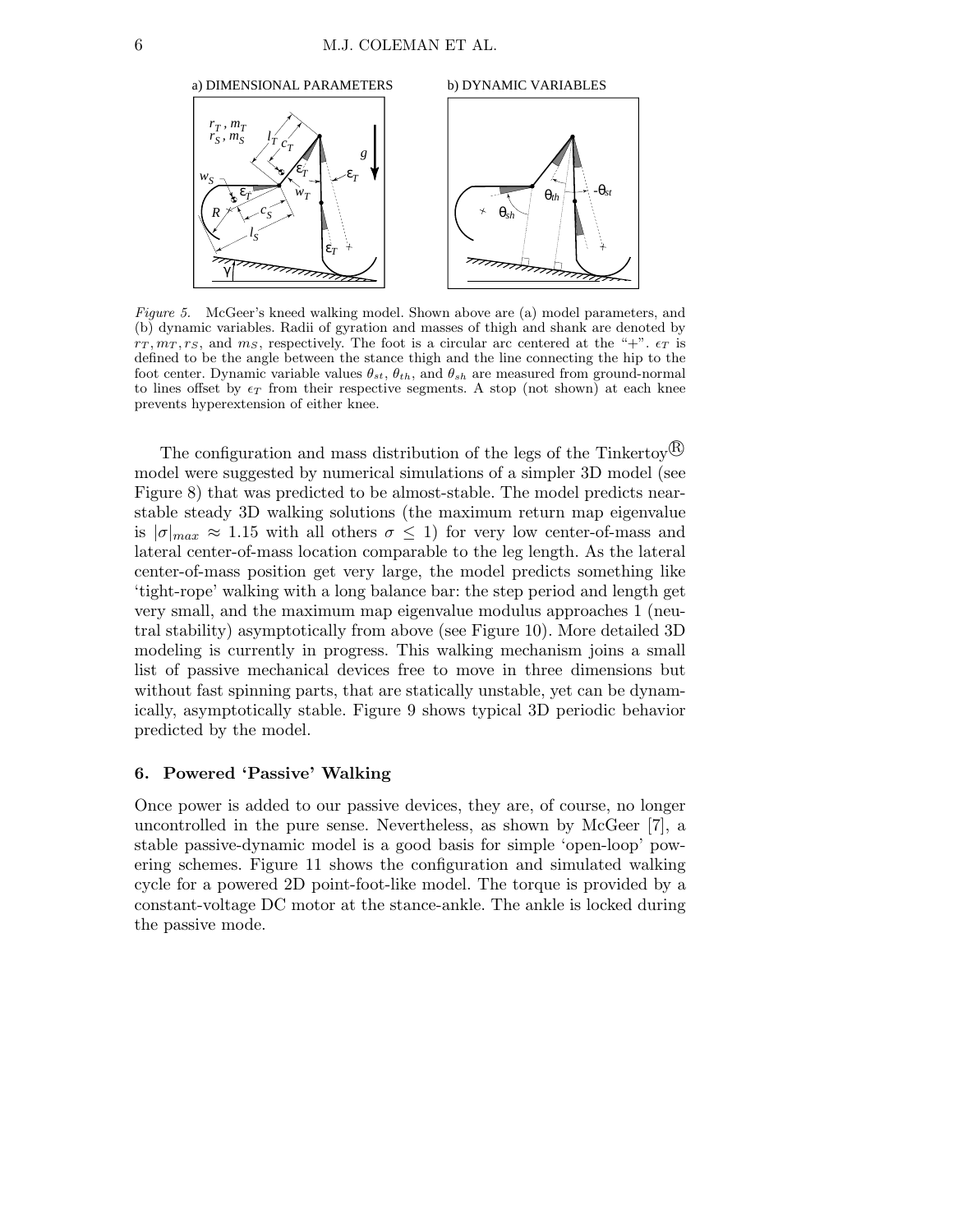*Figure 5.* McGeer's kneed walking model. Shown above are (a) model parameters, and (b) dynamic variables. Radii of gyration and masses of thigh and shank are denoted by $r_T, m_T, r_S$, and $m_S$, respectively. The foot is a circular arc centered at the "+". $\epsilon_T$ is defined to be the angle between the stance thigh and the line connecting the hip to the foot center. Dynamic variable values $\theta_{st}$, $\theta_{th}$, and $\theta_{sh}$ are measured from ground-normal to lines offset by $\epsilon_T$ from their respective segments. A stop (not shown) at each knee prevents hyperextension of either knee.

The configuration and mass distribution of the legs of the Tinkertoy® model were suggested by numerical simulations of a simpler 3D model (see Figure 8) that was predicted to be almost-stable. The model predicts near-stable steady 3D walking solutions (the maximum return map eigenvalue is $|\sigma|_{max} \approx 1.15$ with all others $\sigma \leq 1$) for very low center-of-mass and lateral center-of-mass location comparable to the leg length. As the lateral center-of-mass position get very large, the model predicts something like 'tight-rope' walking with a long balance bar: the step period and length get very small, and the maximum map eigenvalue modulus approaches 1 (neutral stability) asymptotically from above (see Figure 10). More detailed 3D modeling is currently in progress. This walking mechanism joins a small list of passive mechanical devices free to move in three dimensions but without fast spinning parts, that are statically unstable, yet can be dynamically, asymptotically stable. Figure 9 shows typical 3D periodic behavior predicted by the model.

## 6. Powered 'Passive' Walking

Once power is added to our passive devices, they are, of course, no longer uncontrolled in the pure sense. Nevertheless, as shown by McGeer [7], a stable passive-dynamic model is a good basis for simple 'open-loop' powering schemes. Figure 11 shows the configuration and simulated walking cycle for a powered 2D point-foot-like model. The torque is provided by a constant-voltage DC motor at the stance-ankle. The ankle is locked during the passive mode.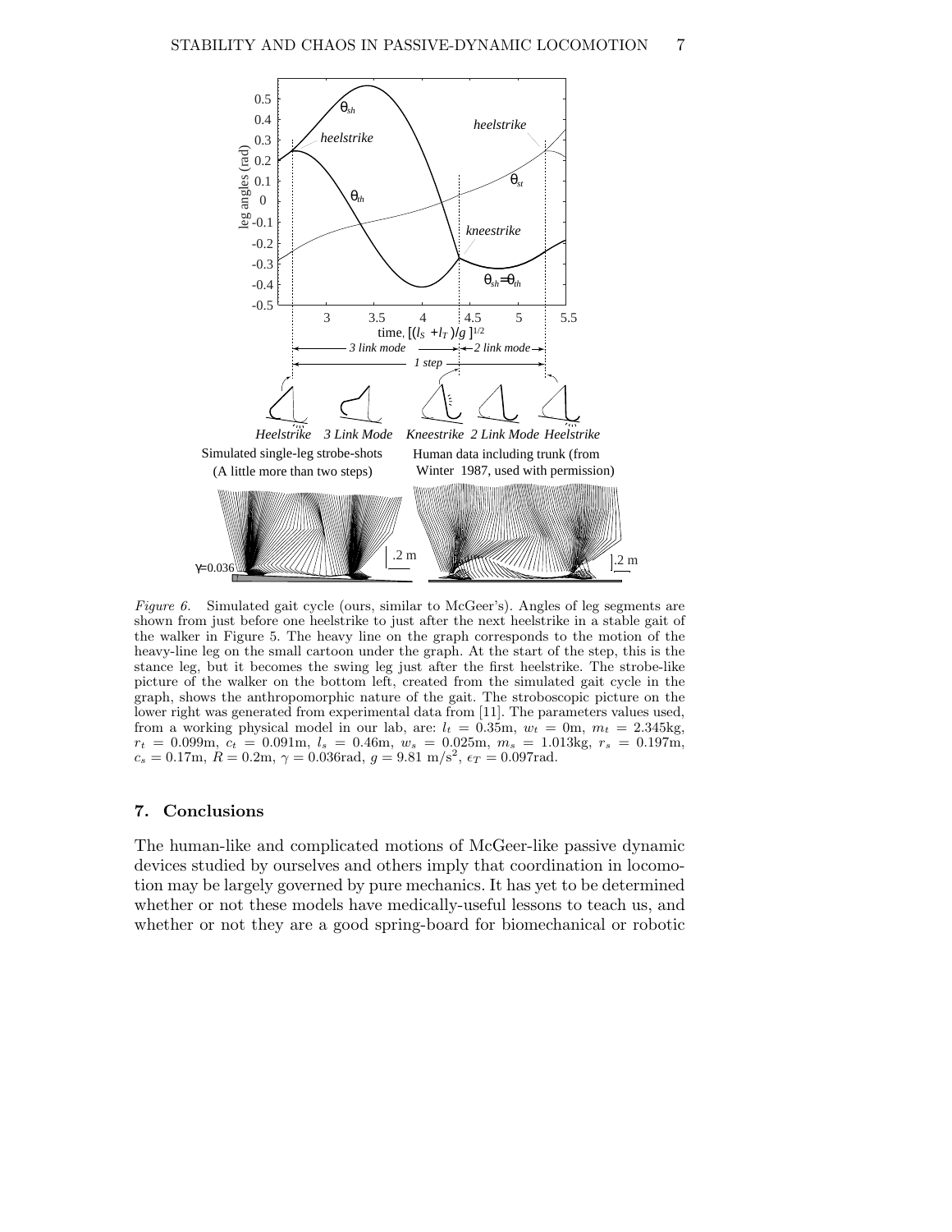*Figure 6.* Simulated gait cycle (ours, similar to McGeer's). Angles of leg segments are shown from just before one heelstrike to just after the next heelstrike in a stable gait of the walker in Figure 5. The heavy line on the graph corresponds to the motion of the heavy-line leg on the small cartoon under the graph. At the start of the step, this is the stance leg, but it becomes the swing leg just after the first heelstrike. The strobe-like picture of the walker on the bottom left, created from the simulated gait cycle in the graph, shows the anthropomorphic nature of the gait. The stroboscopic picture on the lower right was generated from experimental data from [11]. The parameters values used, from a working physical model in our lab, are: $l_t = 0.35$m, $w_t = 0$m, $m_t = 2.345$kg, $r_t = 0.099$m, $c_t = 0.091$m, $l_s = 0.46$m, $w_s = 0.025$m, $m_s = 1.013$kg, $r_s = 0.197$m, $c_s = 0.17$m, $R = 0.2$m, $\gamma = 0.036$rad, $g = 9.81$ m/s$^2$, $\epsilon_T = 0.097$rad.

## 7. Conclusions

The human-like and complicated motions of McGeer-like passive dynamic devices studied by ourselves and others imply that coordination in locomotion may be largely governed by pure mechanics. It has yet to be determined whether or not these models have medically-useful lessons to teach us, and whether or not they are a good spring-board for biomechanical or robotic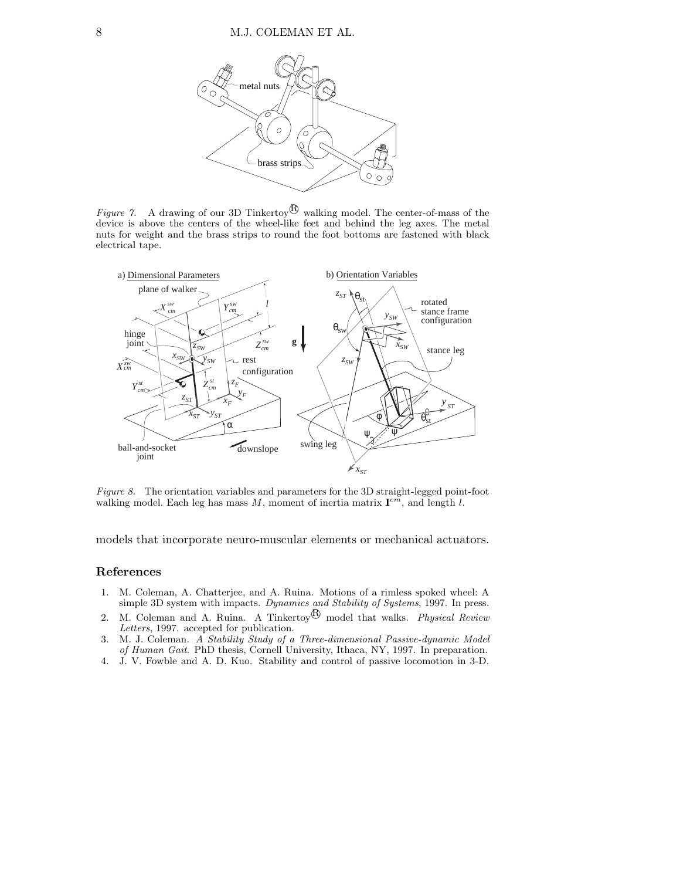*Figure 7.* A drawing of our 3D Tinkertoy® walking model. The center-of-mass of the device is above the centers of the wheel-like feet and behind the leg axes. The metal nuts for weight and the brass strips to round the foot bottoms are fastened with black electrical tape.

*Figure 8.* The orientation variables and parameters for the 3D straight-legged point-foot walking model. Each leg has mass $M$, moment of inertia matrix $\mathbf{I}^{cm}$, and length $l$.

models that incorporate neuro-muscular elements or mechanical actuators.

## References

1. M. Coleman, A. Chatterjee, and A. Ruina. Motions of a rimless spoked wheel: A simple 3D system with impacts. *Dynamics and Stability of Systems*, 1997. In press.
2. M. Coleman and A. Ruina. A Tinkertoy® model that walks. *Physical Review Letters*, 1997. accepted for publication.
3. M. J. Coleman. *A Stability Study of a Three-dimensional Passive-dynamic Model of Human Gait*. PhD thesis, Cornell University, Ithaca, NY, 1997. In preparation.
4. J. V. Fowble and A. D. Kuo. Stability and control of passive locomotion in 3-D.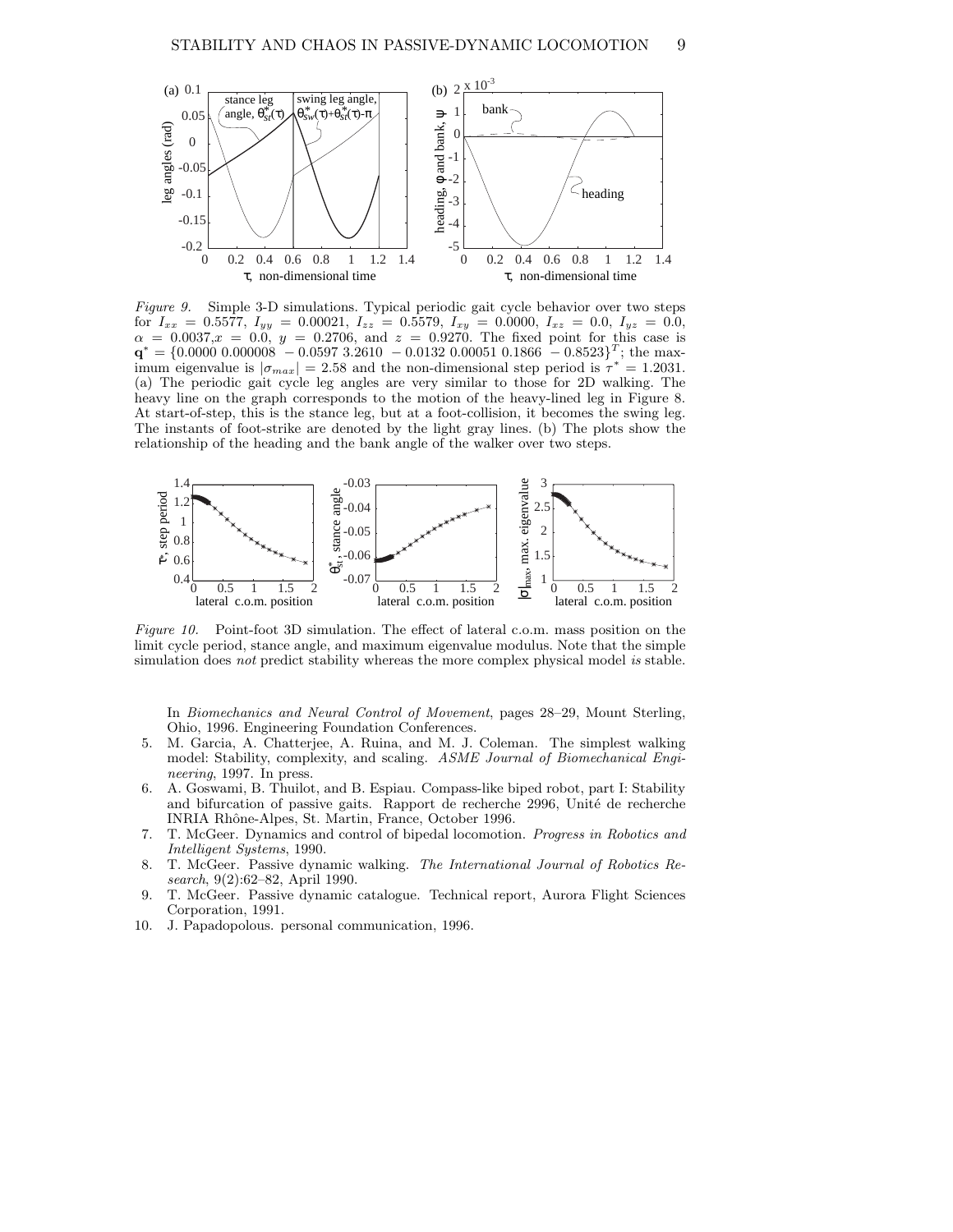*Figure 9.* Simple 3-D simulations. Typical periodic gait cycle behavior over two steps for $I_{xx} = 0.5577$, $I_{yy} = 0.00021$, $I_{zz} = 0.5579$, $I_{xy} = 0.0000$, $I_{xz} = 0.0$, $I_{yz} = 0.0$, $\alpha = 0.0037$, $x = 0.0$, $y = 0.2706$, and $z = 0.9270$. The fixed point for this case is $\mathbf{q}^* = \{0.0000\ 0.000008\ -0.0597\ 3.2610\ -0.0132\ 0.00051\ 0.1866\ -0.8523\}^T$; the maximum eigenvalue is $|\sigma_{max}| = 2.58$ and the non-dimensional step period is $\tau^* = 1.2031$. (a) The periodic gait cycle leg angles are very similar to those for 2D walking. The heavy line on the graph corresponds to the motion of the heavy-lined leg in Figure 8. At start-of-step, this is the stance leg, but at a foot-collision, it becomes the swing leg. The instants of foot-strike are denoted by the light gray lines. (b) The plots show the relationship of the heading and the bank angle of the walker over two steps.

*Figure 10.* Point-foot 3D simulation. The effect of lateral c.o.m. mass position on the limit cycle period, stance angle, and maximum eigenvalue modulus. Note that the simple simulation does *not* predict stability whereas the more complex physical model *is* stable.

In *Biomechanics and Neural Control of Movement*, pages 28–29, Mount Sterling, Ohio, 1996. Engineering Foundation Conferences.

5. M. Garcia, A. Chatterjee, A. Ruina, and M. J. Coleman. The simplest walking model: Stability, complexity, and scaling. *ASME Journal of Biomechanical Engineering*, 1997. In press.
6. A. Goswami, B. Thuilot, and B. Espiau. Compass-like biped robot, part I: Stability and bifurcation of passive gaits. Rapport de recherche 2996, Unité de recherche INRIA Rhône-Alpes, St. Martin, France, October 1996.
7. T. McGeer. Dynamics and control of bipedal locomotion. *Progress in Robotics and Intelligent Systems*, 1990.
8. T. McGeer. Passive dynamic walking. *The International Journal of Robotics Research*, 9(2):62–82, April 1990.
9. T. McGeer. Passive dynamic catalogue. Technical report, Aurora Flight Sciences Corporation, 1991.
10. J. Papadopolous. personal communication, 1996.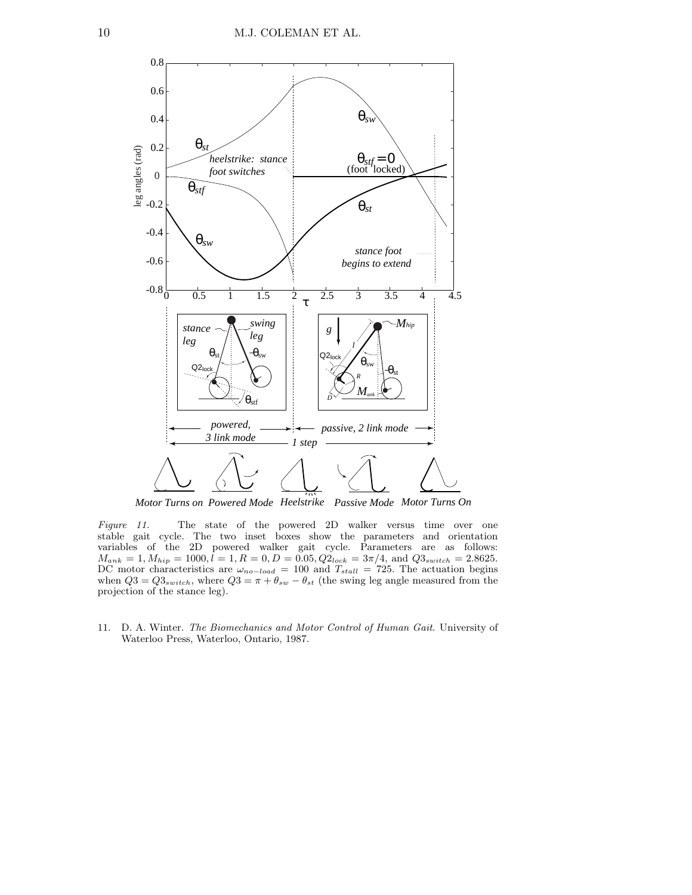leg angles (rad)

0.8
0.6
0.4
0.2
0
-0.2
-0.4
-0.6
-0.8

0 0.5 1 1.5 2 2.5 3 3.5 4 4.5

τ

$\theta_{st}$

$\theta_{stf}$

$\theta_{sw}$

heelstrike: stance foot switches

$\theta_{sw}$

$\theta_{stf} = 0$ (foot locked)

$\theta_{st}$

stance foot begins to extend

stance leg

swing leg

$\theta_{st}$

$\theta_{sw}$

$Q2_{lock}$

$\theta_{stf}$

g

$M_{hip}$

l

$Q2_{lock}$

$\theta_{sw}$

$\theta_{st}$

R

D

$M_{ank}$

powered, 3 link mode

passive, 2 link mode

1 step

Motor Turns on Powered Mode Heelstrike Passive Mode Motor Turns On

*Figure 11.* The state of the powered 2D walker versus time over one stable gait cycle. The two inset boxes show the parameters and orientation variables of the 2D powered walker gait cycle. Parameters are as follows: $M_{ank} = 1, M_{hip} = 1000, l = 1, R = 0, D = 0.05, Q2_{lock} = 3\pi/4$, and $Q3_{switch} = 2.8625$. DC motor characteristics are $\omega_{no-load} = 100$ and $T_{stall} = 725$. The actuation begins when $Q3 = Q3_{switch}$, where $Q3 = \pi + \theta_{sw} - \theta_{st}$ (the swing leg angle measured from the projection of the stance leg).

11. D. A. Winter. *The Biomechanics and Motor Control of Human Gait*. University of Waterloo Press, Waterloo, Ontario, 1987.